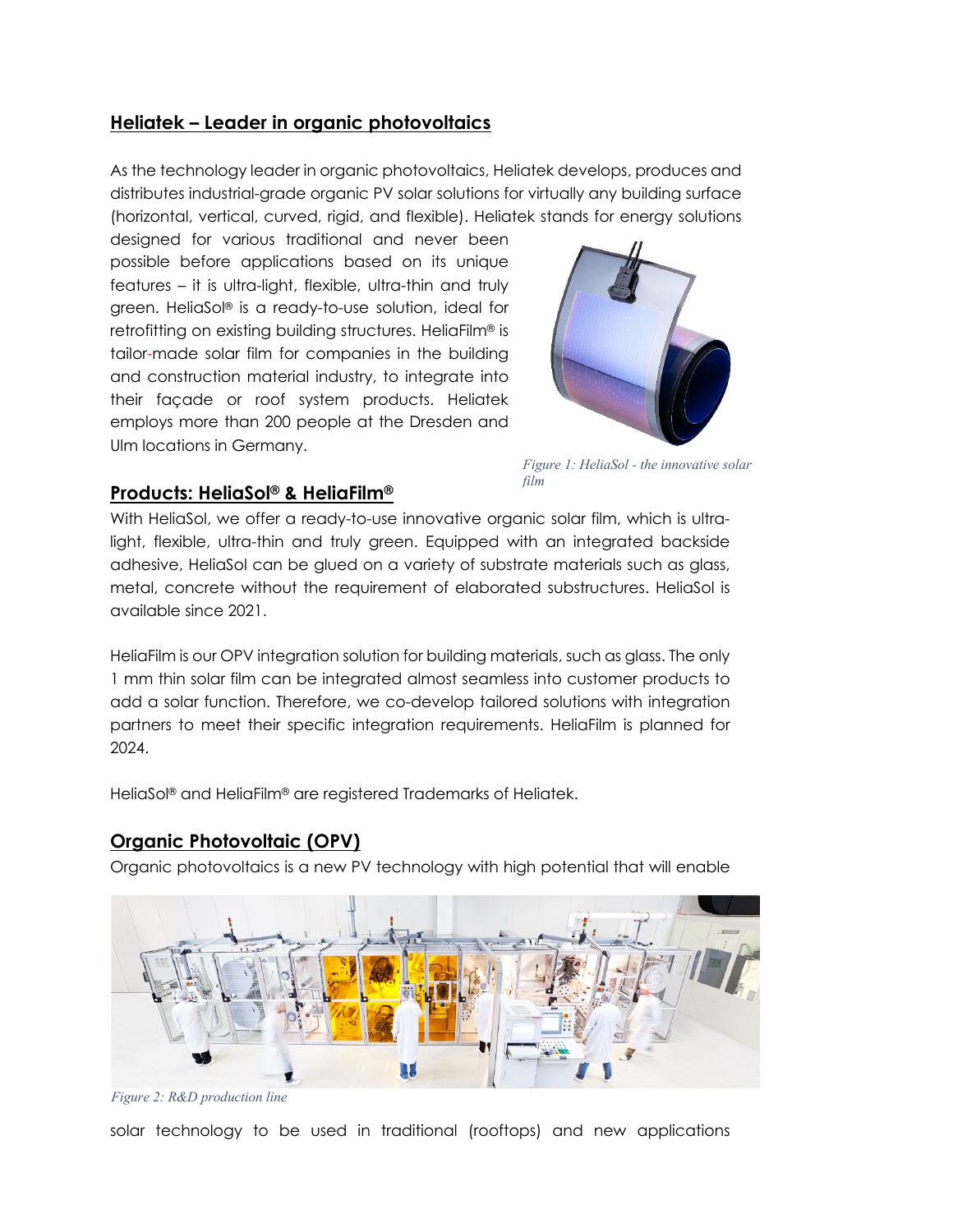## Heliatek – Leader in organic photovoltaics

As the technology leader in organic photovoltaics, Heliatek develops, produces and distributes industrial-grade organic PV solar solutions for virtually any building surface (horizontal, vertical, curved, rigid, and flexible). Heliatek stands for energy solutions designed for various traditional and never been possible before applications based on its unique features – it is ultra-light, flexible, ultra-thin and truly green. HeliaSol® is a ready-to-use solution, ideal for retrofitting on existing building structures. HeliaFilm® is tailor-made solar film for companies in the building and construction material industry, to integrate into their façade or roof system products. Heliatek employs more than 200 people at the Dresden and Ulm locations in Germany.

*Figure 1: HeliaSol - the innovative solar film*

## Products: HeliaSol® & HeliaFilm®

With HeliaSol, we offer a ready-to-use innovative organic solar film, which is ultra-light, flexible, ultra-thin and truly green. Equipped with an integrated backside adhesive, HeliaSol can be glued on a variety of substrate materials such as glass, metal, concrete without the requirement of elaborated substructures. HeliaSol is available since 2021.

HeliaFilm is our OPV integration solution for building materials, such as glass. The only 1 mm thin solar film can be integrated almost seamless into customer products to add a solar function. Therefore, we co-develop tailored solutions with integration partners to meet their specific integration requirements. HeliaFilm is planned for 2024.

HeliaSol® and HeliaFilm® are registered Trademarks of Heliatek.

## Organic Photovoltaic (OPV)

Organic photovoltaics is a new PV technology with high potential that will enable solar technology to be used in traditional (rooftops) and new applications

*Figure 2: R&D production line*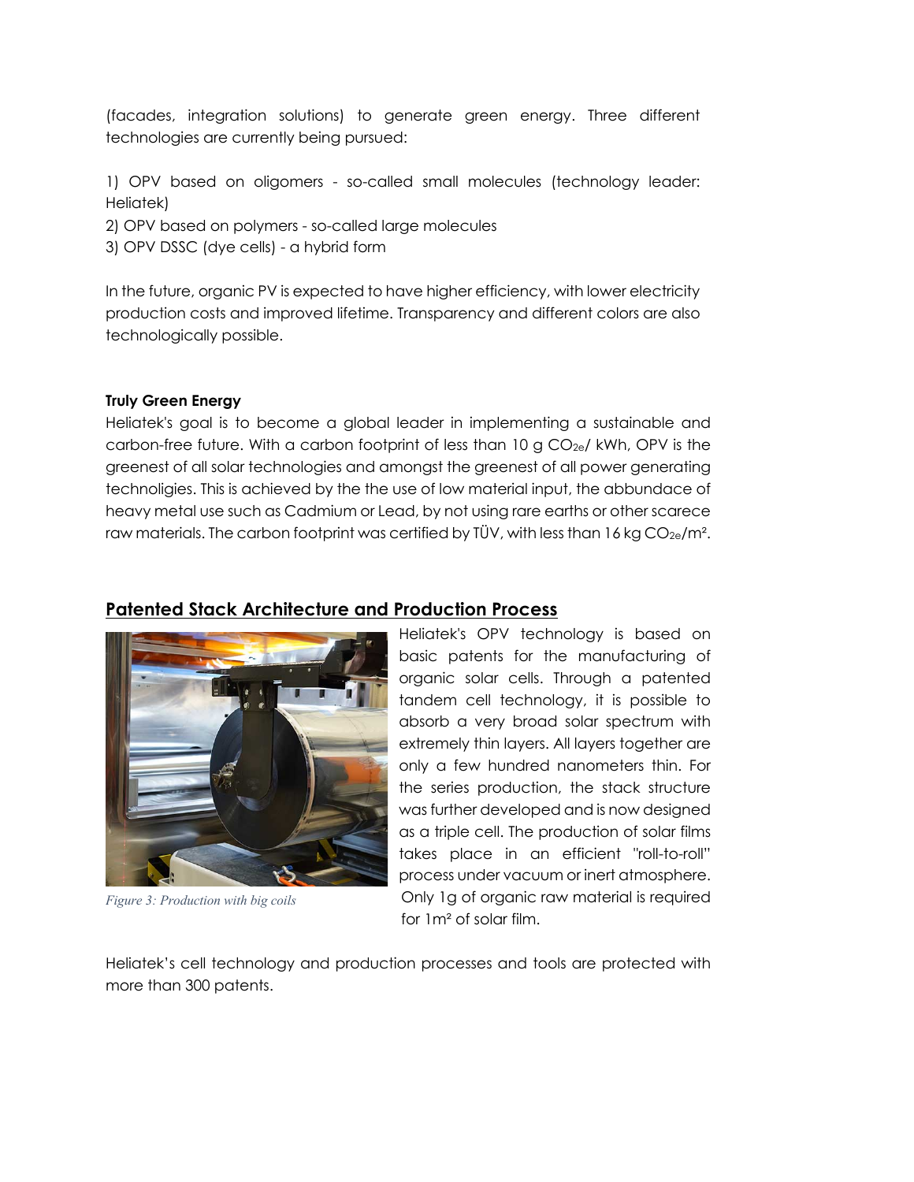(facades, integration solutions) to generate green energy. Three different technologies are currently being pursued:

1) OPV based on oligomers - so-called small molecules (technology leader: Heliatek)
2) OPV based on polymers - so-called large molecules
3) OPV DSSC (dye cells) - a hybrid form

In the future, organic PV is expected to have higher efficiency, with lower electricity production costs and improved lifetime. Transparency and different colors are also technologically possible.

**Truly Green Energy**

Heliatek's goal is to become a global leader in implementing a sustainable and carbon-free future. With a carbon footprint of less than 10 g $CO_{2e}$/ kWh, OPV is the greenest of all solar technologies and amongst the greenest of all power generating technoligies. This is achieved by the the use of low material input, the abbundace of heavy metal use such as Cadmium or Lead, by not using rare earths or other scarece raw materials. The carbon footprint was certified by TÜV, with less than 16 kg $CO_{2e}$/m².

## Patented Stack Architecture and Production Process

*Figure 3: Production with big coils*

Heliatek's OPV technology is based on basic patents for the manufacturing of organic solar cells. Through a patented tandem cell technology, it is possible to absorb a very broad solar spectrum with extremely thin layers. All layers together are only a few hundred nanometers thin. For the series production, the stack structure was further developed and is now designed as a triple cell. The production of solar films takes place in an efficient "roll-to-roll" process under vacuum or inert atmosphere. Only 1g of organic raw material is required for 1m² of solar film.

Heliatek's cell technology and production processes and tools are protected with more than 300 patents.